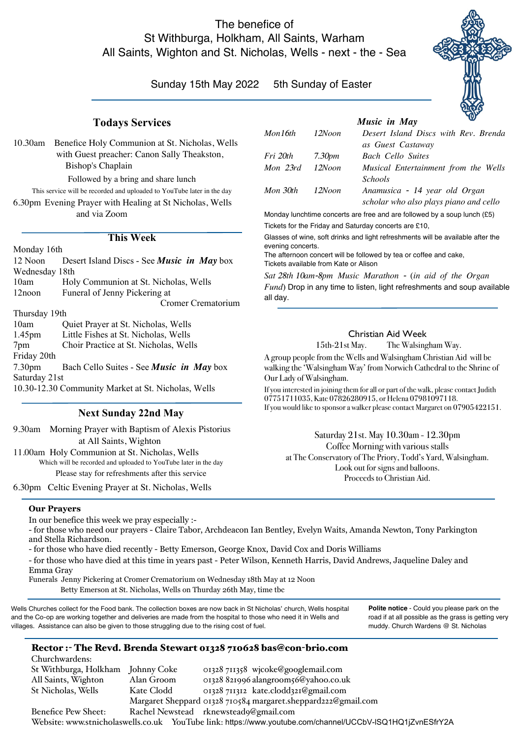# The benefice of St Withburga, Holkham, All Saints, Warham All Saints, Wighton and St. Nicholas, Wells - next - the - Sea

Sunday 15th May 2022  5th Sunday of Easter

## Todays Services

10.30am Benefice Holy Communion at St. Nicholas, Wells with Guest preacher: Canon Sally Theakston, Bishop's Chaplain

Followed by a bring and share lunch

This service will be recorded and uploaded to YouTube later in the day

6.30pm Evening Prayer with Healing at St Nicholas, Wells and via Zoom

## This Week

Monday 16th

12 Noon  Desert Island Discs - See ***Music in May*** box

Wednesday 18th

10am  Holy Communion at St. Nicholas, Wells

12noon  Funeral of Jenny Pickering at Cromer Crematorium

Thursday 19th

10am  Quiet Prayer at St. Nicholas, Wells

1.45pm  Little Fishes at St. Nicholas, Wells

7pm  Choir Practice at St. Nicholas, Wells

Friday 20th

7.30pm  Bach Cello Suites - See ***Music in May*** box

Saturday 21st

10.30-12.30 Community Market at St. Nicholas, Wells

## Next Sunday 22nd May

9.30am Morning Prayer with Baptism of Alexis Pistorius at All Saints, Wighton

11.00am Holy Communion at St. Nicholas, Wells

Which will be recorded and uploaded to YouTube later in the day

Please stay for refreshments after this service

6.30pm Celtic Evening Prayer at St. Nicholas, Wells

## *Music in May*

| | | |
|---|---|---|
| *Mon16th* | *12Noon* | *Desert Island Discs with Rev. Brenda as Guest Castaway* |
| *Fri 20th* | *7.30pm* | *Bach Cello Suites* |
| *Mon 23rd* | *12Noon* | *Musical Entertainment from the Wells Schools* |
| *Mon 30th* | *12Noon* | *Anamusica - 14 year old Organ scholar who also plays piano and cello* |

Monday lunchtime concerts are free and are followed by a soup lunch (£5)

Tickets for the Friday and Saturday concerts are £10,

Glasses of wine, soft drinks and light refreshments will be available after the evening concerts.

The afternoon concert will be followed by tea or coffee and cake,

Tickets available from Kate or Alison

*Sat 28th 10am-8pm Music Marathon - (in aid of the Organ Fund)* Drop in any time to listen, light refreshments and soup available all day.

## Christian Aid Week

15th-21st May.  The Walsingham Way.

A group people from the Wells and Walsingham Christian Aid will be walking the 'Walsingham Way' from Norwich Cathedral to the Shrine of Our Lady of Walsingham.

If you interested in joining them for all or part of the walk, please contact Judith 07751711035, Kate 07826280915, or Helena 07981097118.

If you would like to sponsor a walker please contact Margaret on 07905422151.

Saturday 21st. May 10.30am - 12.30pm

Coffee Morning with various stalls

at The Conservatory of The Priory, Todd's Yard, Walsingham.

Look out for signs and balloons.

Proceeds to Christian Aid.

### Our Prayers

In our benefice this week we pray especially :-

- for those who need our prayers - Claire Tabor, Archdeacon Ian Bentley, Evelyn Waits, Amanda Newton, Tony Parkington and Stella Richardson.
- for those who have died recently - Betty Emerson, George Knox, David Cox and Doris Williams
- for those who have died at this time in years past - Peter Wilson, Kenneth Harris, David Andrews, Jaqueline Daley and Emma Gray

Funerals Jenny Pickering at Cromer Crematorium on Wednesday 18th May at 12 Noon

Betty Emerson at St. Nicholas, Wells on Thurday 26th May, time tbc

Wells Churches collect for the Food bank. The collection boxes are now back in St Nicholas' church, Wells hospital and the Co-op are working together and deliveries are made from the hospital to those who need it in Wells and villages. Assistance can also be given to those struggling due to the rising cost of fuel.

**Polite notice** - Could you please park on the road if at all possible as the grass is getting very muddy. Church Wardens @ St. Nicholas

### Rector :- The Revd. Brenda Stewart 01328 710628 bas@con-brio.com

Churchwardens:

| | | |
|---|---|---|
| St Withburga, Holkham | Johnny Coke | 01328 711358 wjcoke@googlemail.com |
| All Saints, Wighton | Alan Groom | 01328 821996 alangroom56@yahoo.co.uk |
| St Nicholas, Wells | Kate Clodd | 01328 711312 kate.clodd321@gmail.com |
| | Margaret Sheppard | 01328 710584 margaret.sheppard222@gmail.com |
| Benefice Pew Sheet: | Rachel Newstead | rknewstead9@gmail.com |

Website: www.stnicholaswells.co.uk  YouTube link: https://www.youtube.com/channel/UCCbV-lSQ1HQ1jZvnESfrY2A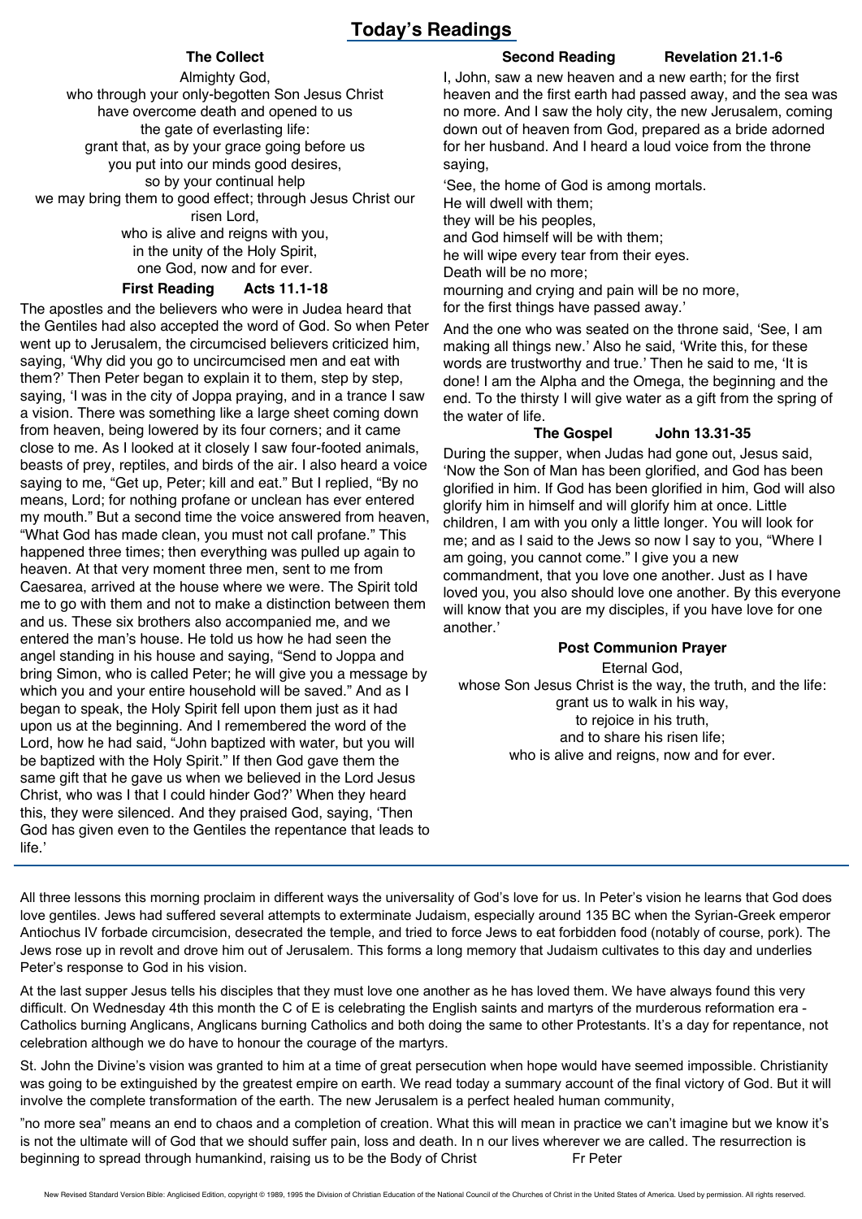# Today's Readings

### The Collect

Almighty God,
who through your only-begotten Son Jesus Christ
have overcome death and opened to us
the gate of everlasting life:
grant that, as by your grace going before us
you put into our minds good desires,
so by your continual help
we may bring them to good effect; through Jesus Christ our risen Lord,
who is alive and reigns with you,
in the unity of the Holy Spirit,
one God, now and for ever.

### First Reading Acts 11.1-18

The apostles and the believers who were in Judea heard that the Gentiles had also accepted the word of God. So when Peter went up to Jerusalem, the circumcised believers criticized him, saying, 'Why did you go to uncircumcised men and eat with them?' Then Peter began to explain it to them, step by step, saying, 'I was in the city of Joppa praying, and in a trance I saw a vision. There was something like a large sheet coming down from heaven, being lowered by its four corners; and it came close to me. As I looked at it closely I saw four-footed animals, beasts of prey, reptiles, and birds of the air. I also heard a voice saying to me, "Get up, Peter; kill and eat." But I replied, "By no means, Lord; for nothing profane or unclean has ever entered my mouth." But a second time the voice answered from heaven, "What God has made clean, you must not call profane." This happened three times; then everything was pulled up again to heaven. At that very moment three men, sent to me from Caesarea, arrived at the house where we were. The Spirit told me to go with them and not to make a distinction between them and us. These six brothers also accompanied me, and we entered the man's house. He told us how he had seen the angel standing in his house and saying, "Send to Joppa and bring Simon, who is called Peter; he will give you a message by which you and your entire household will be saved." And as I began to speak, the Holy Spirit fell upon them just as it had upon us at the beginning. And I remembered the word of the Lord, how he had said, "John baptized with water, but you will be baptized with the Holy Spirit." If then God gave them the same gift that he gave us when we believed in the Lord Jesus Christ, who was I that I could hinder God?' When they heard this, they were silenced. And they praised God, saying, 'Then God has given even to the Gentiles the repentance that leads to life.'

### Second Reading Revelation 21.1-6

I, John, saw a new heaven and a new earth; for the first heaven and the first earth had passed away, and the sea was no more. And I saw the holy city, the new Jerusalem, coming down out of heaven from God, prepared as a bride adorned for her husband. And I heard a loud voice from the throne saying,

'See, the home of God is among mortals.
He will dwell with them;
they will be his peoples,
and God himself will be with them;
he will wipe every tear from their eyes.
Death will be no more;
mourning and crying and pain will be no more,
for the first things have passed away.'

And the one who was seated on the throne said, 'See, I am making all things new.' Also he said, 'Write this, for these words are trustworthy and true.' Then he said to me, 'It is done! I am the Alpha and the Omega, the beginning and the end. To the thirsty I will give water as a gift from the spring of the water of life.

### The Gospel John 13.31-35

During the supper, when Judas had gone out, Jesus said, 'Now the Son of Man has been glorified, and God has been glorified in him. If God has been glorified in him, God will also glorify him in himself and will glorify him at once. Little children, I am with you only a little longer. You will look for me; and as I said to the Jews so now I say to you, "Where I am going, you cannot come." I give you a new commandment, that you love one another. Just as I have loved you, you also should love one another. By this everyone will know that you are my disciples, if you have love for one another.'

### Post Communion Prayer

Eternal God,
whose Son Jesus Christ is the way, the truth, and the life:
grant us to walk in his way,
to rejoice in his truth,
and to share his risen life;
who is alive and reigns, now and for ever.

---

All three lessons this morning proclaim in different ways the universality of God's love for us. In Peter's vision he learns that God does love gentiles. Jews had suffered several attempts to exterminate Judaism, especially around 135 BC when the Syrian-Greek emperor Antiochus IV forbade circumcision, desecrated the temple, and tried to force Jews to eat forbidden food (notably of course, pork). The Jews rose up in revolt and drove him out of Jerusalem. This forms a long memory that Judaism cultivates to this day and underlies Peter's response to God in his vision.

At the last supper Jesus tells his disciples that they must love one another as he has loved them. We have always found this very difficult. On Wednesday 4th this month the C of E is celebrating the English saints and martyrs of the murderous reformation era - Catholics burning Anglicans, Anglicans burning Catholics and both doing the same to other Protestants. It's a day for repentance, not celebration although we do have to honour the courage of the martyrs.

St. John the Divine's vision was granted to him at a time of great persecution when hope would have seemed impossible. Christianity was going to be extinguished by the greatest empire on earth. We read today a summary account of the final victory of God. But it will involve the complete transformation of the earth. The new Jerusalem is a perfect healed human community,

"no more sea" means an end to chaos and a completion of creation. What this will mean in practice we can't imagine but we know it's is not the ultimate will of God that we should suffer pain, loss and death. In n our lives wherever we are called. The resurrection is beginning to spread through humankind, raising us to be the Body of Christ Fr Peter

New Revised Standard Version Bible: Anglicised Edition, copyright © 1989, 1995 the Division of Christian Education of the National Council of the Churches of Christ in the United States of America. Used by permission. All rights reserved.